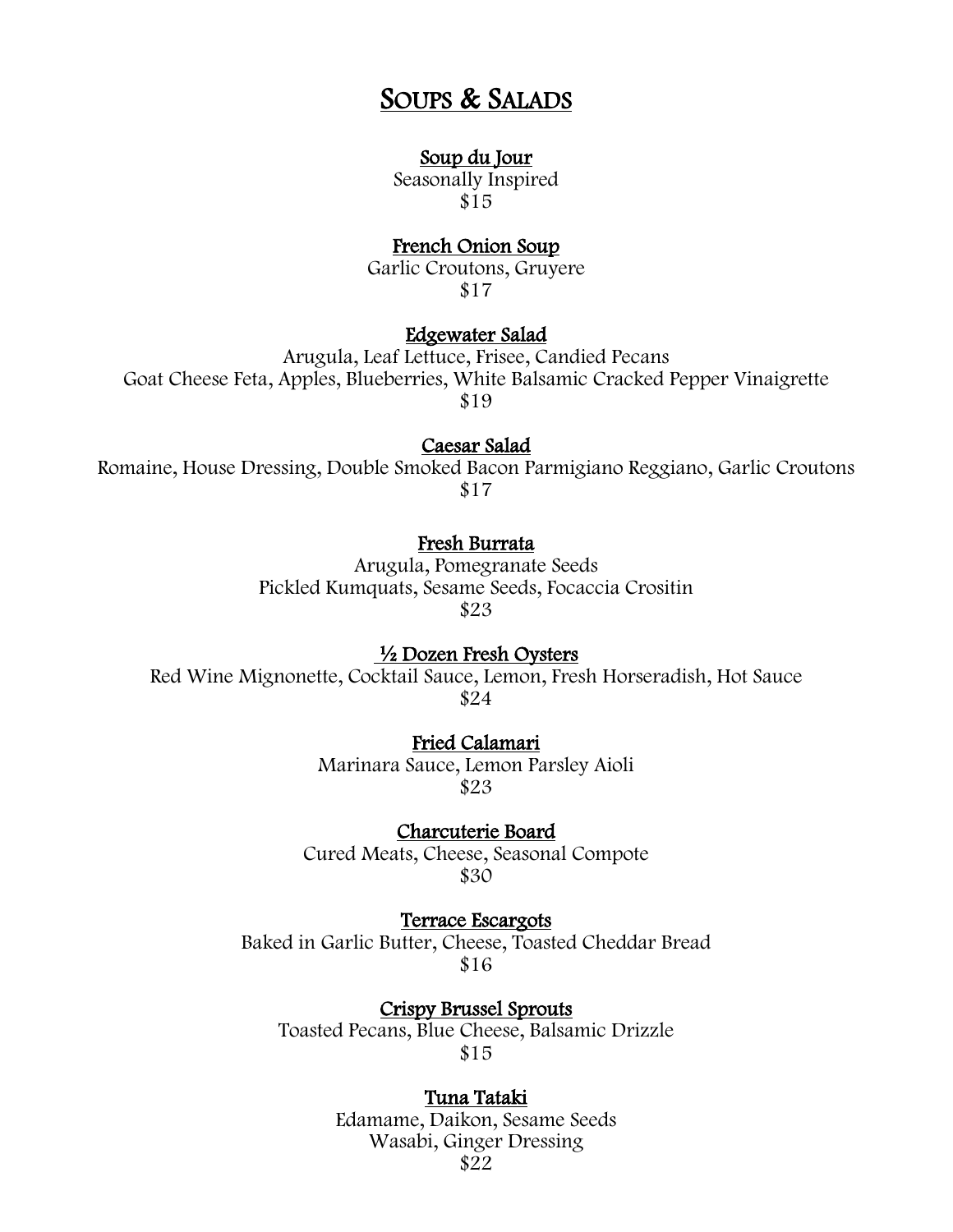# SOUPS & SALADS

### Soup du Jour

Seasonally Inspired
$15

### French Onion Soup

Garlic Croutons, Gruyere
$17

### Edgewater Salad

Arugula, Leaf Lettuce, Frisee, Candied Pecans
Goat Cheese Feta, Apples, Blueberries, White Balsamic Cracked Pepper Vinaigrette
$19

### Caesar Salad

Romaine, House Dressing, Double Smoked Bacon Parmigiano Reggiano, Garlic Croutons
$17

### Fresh Burrata

Arugula, Pomegranate Seeds
Pickled Kumquats, Sesame Seeds, Focaccia Crositin
$23

### ½ Dozen Fresh Oysters

Red Wine Mignonette, Cocktail Sauce, Lemon, Fresh Horseradish, Hot Sauce
$24

### Fried Calamari

Marinara Sauce, Lemon Parsley Aioli
$23

### Charcuterie Board

Cured Meats, Cheese, Seasonal Compote
$30

### Terrace Escargots

Baked in Garlic Butter, Cheese, Toasted Cheddar Bread
$16

### Crispy Brussel Sprouts

Toasted Pecans, Blue Cheese, Balsamic Drizzle
$15

### Tuna Tataki

Edamame, Daikon, Sesame Seeds
Wasabi, Ginger Dressing
$22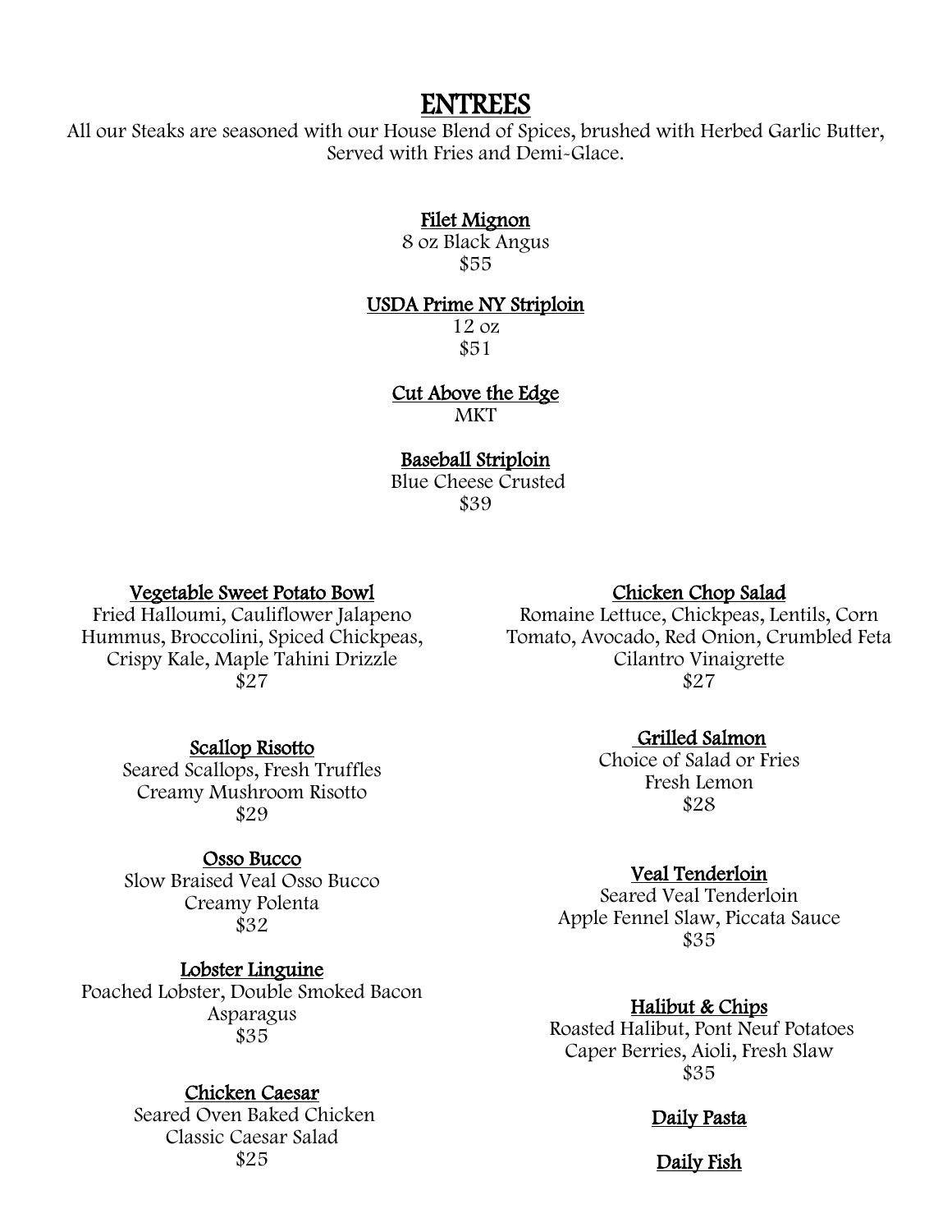# ENTREES

All our Steaks are seasoned with our House Blend of Spices, brushed with Herbed Garlic Butter, Served with Fries and Demi-Glace.

### Filet Mignon

8 oz Black Angus
$55

### USDA Prime NY Striploin

12 oz
$51

### Cut Above the Edge

MKT

### Baseball Striploin

Blue Cheese Crusted
$39

### Vegetable Sweet Potato Bowl

Fried Halloumi, Cauliflower Jalapeno Hummus, Broccolini, Spiced Chickpeas, Crispy Kale, Maple Tahini Drizzle
$27

### Scallop Risotto

Seared Scallops, Fresh Truffles
Creamy Mushroom Risotto
$29

### Osso Bucco

Slow Braised Veal Osso Bucco
Creamy Polenta
$32

### Lobster Linguine

Poached Lobster, Double Smoked Bacon
Asparagus
$35

### Chicken Caesar

Seared Oven Baked Chicken
Classic Caesar Salad
$25

### Chicken Chop Salad

Romaine Lettuce, Chickpeas, Lentils, Corn
Tomato, Avocado, Red Onion, Crumbled Feta
Cilantro Vinaigrette
$27

### Grilled Salmon

Choice of Salad or Fries
Fresh Lemon
$28

### Veal Tenderloin

Seared Veal Tenderloin
Apple Fennel Slaw, Piccata Sauce
$35

### Halibut & Chips

Roasted Halibut, Pont Neuf Potatoes
Caper Berries, Aioli, Fresh Slaw
$35

### Daily Pasta

### Daily Fish